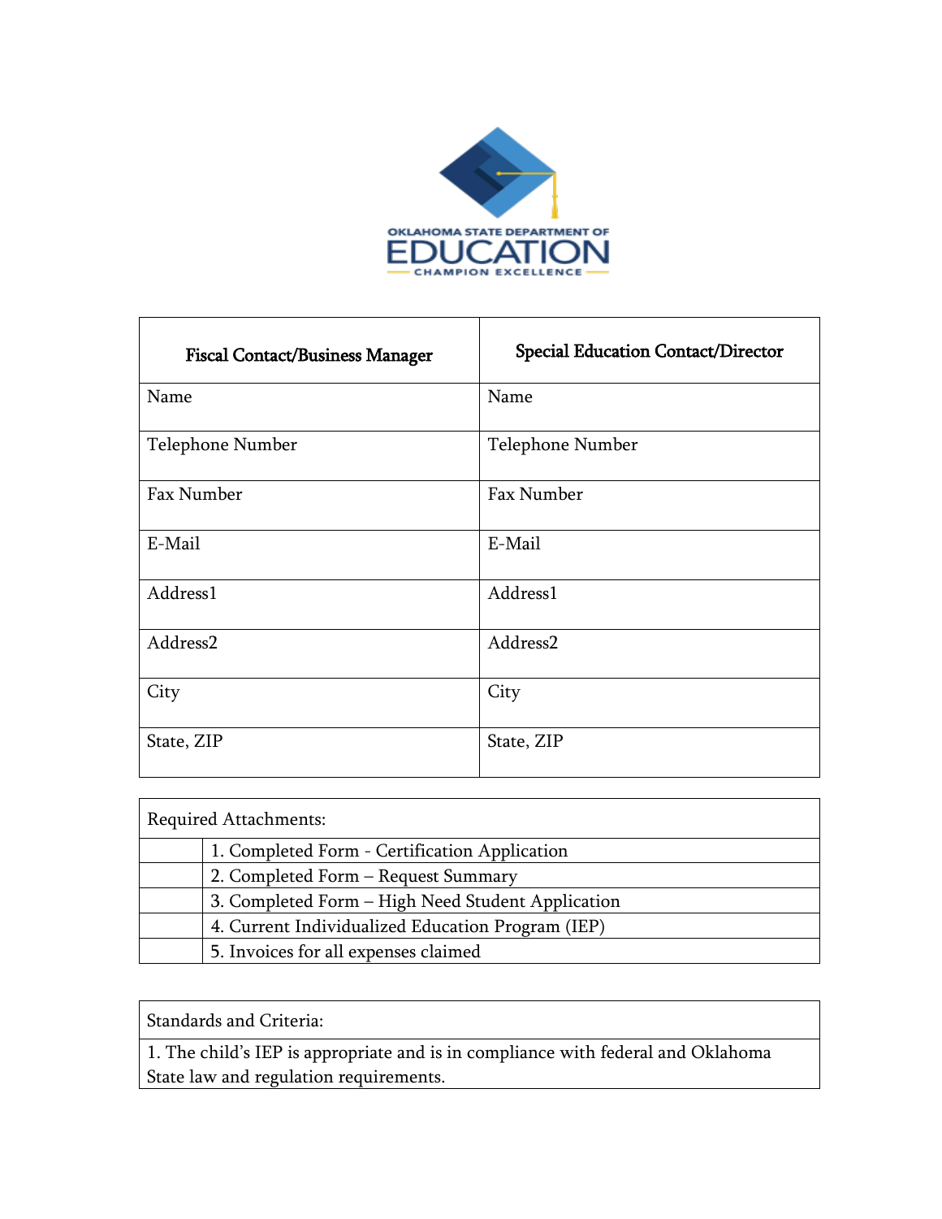OKLAHOMA STATE DEPARTMENT OF

EDUCATION

CHAMPION EXCELLENCE

| Fiscal Contact/Business Manager | Special Education Contact/Director |
|---|---|
| Name | Name |
| Telephone Number | Telephone Number |
| Fax Number | Fax Number |
| E-Mail | E-Mail |
| Address1 | Address1 |
| Address2 | Address2 |
| City | City |
| State, ZIP | State, ZIP |

| Required Attachments: | |
|---|---|
| | 1. Completed Form - Certification Application |
| | 2. Completed Form – Request Summary |
| | 3. Completed Form – High Need Student Application |
| | 4. Current Individualized Education Program (IEP) |
| | 5. Invoices for all expenses claimed |

| Standards and Criteria: |
|---|
| 1. The child's IEP is appropriate and is in compliance with federal and Oklahoma State law and regulation requirements. |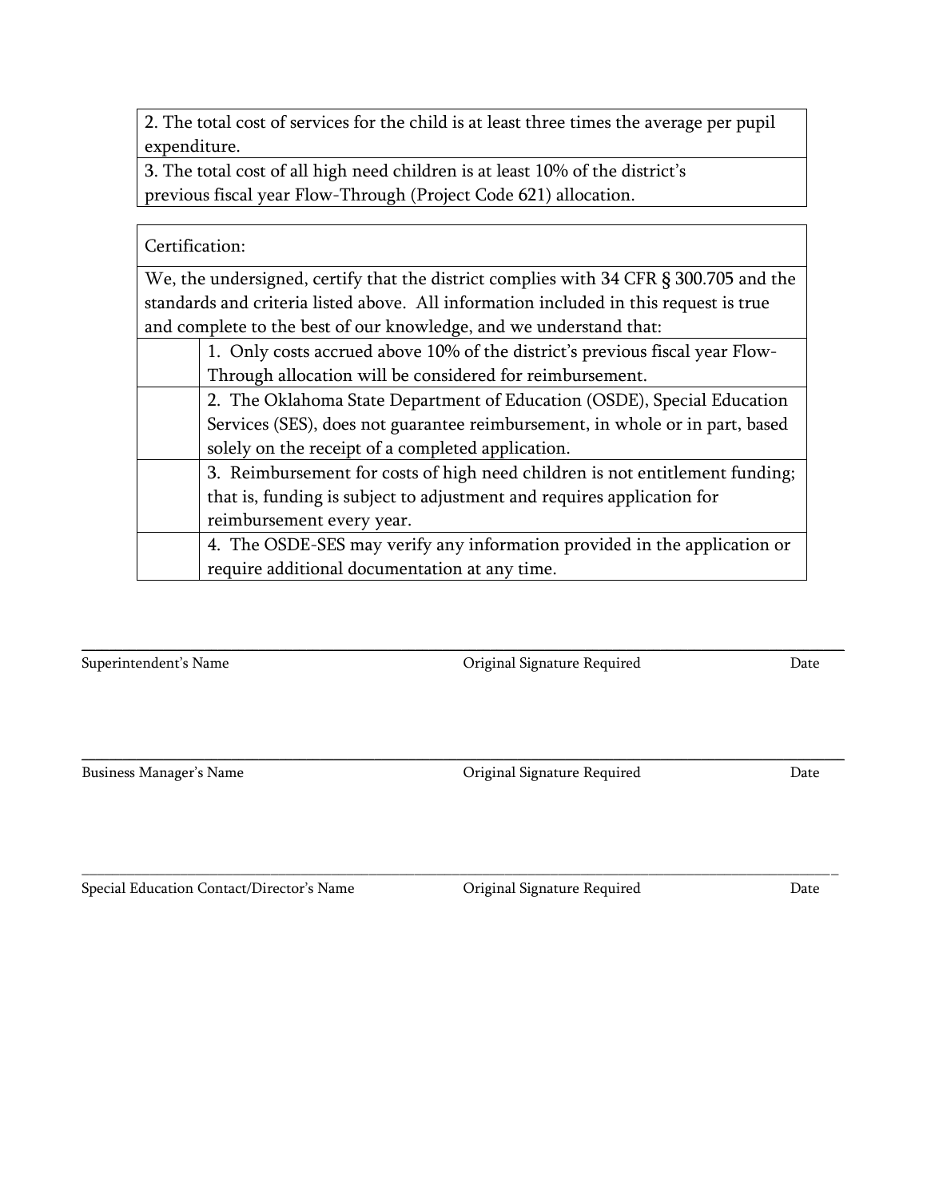| |
|---|
| 2. The total cost of services for the child is at least three times the average per pupil expenditure. |
| 3. The total cost of all high need children is at least 10% of the district's previous fiscal year Flow-Through (Project Code 621) allocation. |

| | |
|---|---|
| Certification: | |
| We, the undersigned, certify that the district complies with 34 CFR § 300.705 and the standards and criteria listed above. All information included in this request is true and complete to the best of our knowledge, and we understand that: | |
| | 1. Only costs accrued above 10% of the district's previous fiscal year Flow-Through allocation will be considered for reimbursement. |
| | 2. The Oklahoma State Department of Education (OSDE), Special Education Services (SES), does not guarantee reimbursement, in whole or in part, based solely on the receipt of a completed application. |
| | 3. Reimbursement for costs of high need children is not entitlement funding; that is, funding is subject to adjustment and requires application for reimbursement every year. |
| | 4. The OSDE-SES may verify any information provided in the application or require additional documentation at any time. |

Superintendent's Name ___ Original Signature Required ___ Date ___

Business Manager's Name ___ Original Signature Required ___ Date ___

Special Education Contact/Director's Name ___ Original Signature Required ___ Date ___